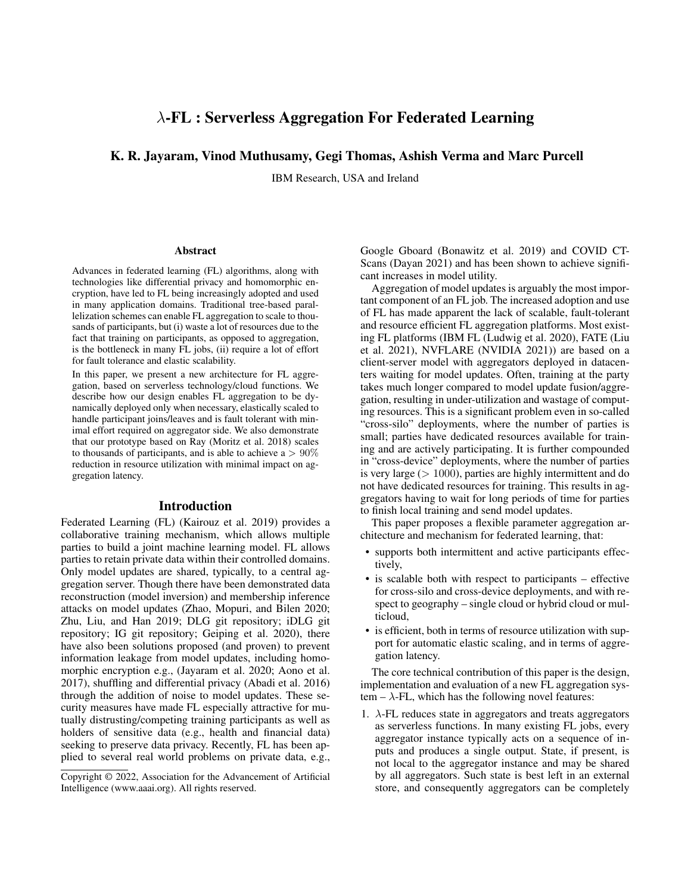# $\lambda$-FL : Serverless Aggregation For Federated Learning

**K. R. Jayaram, Vinod Muthusamy, Gegi Thomas, Ashish Verma and Marc Purcell**

IBM Research, USA and Ireland

### Abstract

Advances in federated learning (FL) algorithms, along with technologies like differential privacy and homomorphic encryption, have led to FL being increasingly adopted and used in many application domains. Traditional tree-based parallelization schemes can enable FL aggregation to scale to thousands of participants, but (i) waste a lot of resources due to the fact that training on participants, as opposed to aggregation, is the bottleneck in many FL jobs, (ii) require a lot of effort for fault tolerance and elastic scalability.

In this paper, we present a new architecture for FL aggregation, based on serverless technology/cloud functions. We describe how our design enables FL aggregation to be dynamically deployed only when necessary, elastically scaled to handle participant joins/leaves and is fault tolerant with minimal effort required on aggregator side. We also demonstrate that our prototype based on Ray (Moritz et al. 2018) scales to thousands of participants, and is able to achieve a $> 90\%$ reduction in resource utilization with minimal impact on aggregation latency.

## Introduction

Federated Learning (FL) (Kairouz et al. 2019) provides a collaborative training mechanism, which allows multiple parties to build a joint machine learning model. FL allows parties to retain private data within their controlled domains. Only model updates are shared, typically, to a central aggregation server. Though there have been demonstrated data reconstruction (model inversion) and membership inference attacks on model updates (Zhao, Mopuri, and Bilen 2020; Zhu, Liu, and Han 2019; DLG git repository; iDLG git repository; IG git repository; Geiping et al. 2020), there have also been solutions proposed (and proven) to prevent information leakage from model updates, including homomorphic encryption e.g., (Jayaram et al. 2020; Aono et al. 2017), shuffling and differential privacy (Abadi et al. 2016) through the addition of noise to model updates. These security measures have made FL especially attractive for mutually distrusting/competing training participants as well as holders of sensitive data (e.g., health and financial data) seeking to preserve data privacy. Recently, FL has been applied to several real world problems on private data, e.g., Google Gboard (Bonawitz et al. 2019) and COVID CT-Scans (Dayan 2021) and has been shown to achieve significant increases in model utility.

Copyright © 2022, Association for the Advancement of Artificial Intelligence (www.aaai.org). All rights reserved.

Aggregation of model updates is arguably the most important component of an FL job. The increased adoption and use of FL has made apparent the lack of scalable, fault-tolerant and resource efficient FL aggregation platforms. Most existing FL platforms (IBM FL (Ludwig et al. 2020), FATE (Liu et al. 2021), NVFLARE (NVIDIA 2021)) are based on a client-server model with aggregators deployed in datacenters waiting for model updates. Often, training at the party takes much longer compared to model update fusion/aggregation, resulting in under-utilization and wastage of computing resources. This is a significant problem even in so-called "cross-silo" deployments, where the number of parties is small; parties have dedicated resources available for training and are actively participating. It is further compounded in "cross-device" deployments, where the number of parties is very large ($> 1000$), parties are highly intermittent and do not have dedicated resources for training. This results in aggregators having to wait for long periods of time for parties to finish local training and send model updates.

This paper proposes a flexible parameter aggregation architecture and mechanism for federated learning, that:

- supports both intermittent and active participants effectively,
- is scalable both with respect to participants – effective for cross-silo and cross-device deployments, and with respect to geography – single cloud or hybrid cloud or multicloud,
- is efficient, both in terms of resource utilization with support for automatic elastic scaling, and in terms of aggregation latency.

The core technical contribution of this paper is the design, implementation and evaluation of a new FL aggregation system – $\lambda$-FL, which has the following novel features:

1. $\lambda$-FL reduces state in aggregators and treats aggregators as serverless functions. In many existing FL jobs, every aggregator instance typically acts on a sequence of inputs and produces a single output. State, if present, is not local to the aggregator instance and may be shared by all aggregators. Such state is best left in an external store, and consequently aggregators can be completely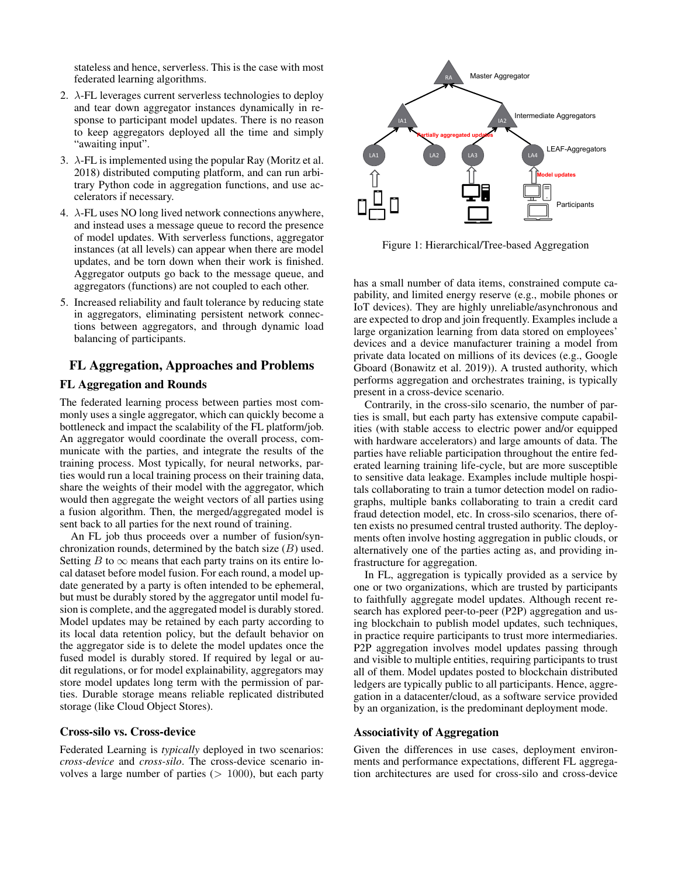stateless and hence, serverless. This is the case with most federated learning algorithms.

2. $\lambda$-FL leverages current serverless technologies to deploy and tear down aggregator instances dynamically in response to participant model updates. There is no reason to keep aggregators deployed all the time and simply "awaiting input".
3. $\lambda$-FL is implemented using the popular Ray (Moritz et al. 2018) distributed computing platform, and can run arbitrary Python code in aggregation functions, and use accelerators if necessary.
4. $\lambda$-FL uses NO long lived network connections anywhere, and instead uses a message queue to record the presence of model updates. With serverless functions, aggregator instances (at all levels) can appear when there are model updates, and be torn down when their work is finished. Aggregator outputs go back to the message queue, and aggregators (functions) are not coupled to each other.
5. Increased reliability and fault tolerance by reducing state in aggregators, eliminating persistent network connections between aggregators, and through dynamic load balancing of participants.

## FL Aggregation, Approaches and Problems

### FL Aggregation and Rounds

The federated learning process between parties most commonly uses a single aggregator, which can quickly become a bottleneck and impact the scalability of the FL platform/job. An aggregator would coordinate the overall process, communicate with the parties, and integrate the results of the training process. Most typically, for neural networks, parties would run a local training process on their training data, share the weights of their model with the aggregator, which would then aggregate the weight vectors of all parties using a fusion algorithm. Then, the merged/aggregated model is sent back to all parties for the next round of training.

An FL job thus proceeds over a number of fusion/synchronization rounds, determined by the batch size ($B$) used. Setting $B$ to $\infty$ means that each party trains on its entire local dataset before model fusion. For each round, a model update generated by a party is often intended to be ephemeral, but must be durably stored by the aggregator until model fusion is complete, and the aggregated model is durably stored. Model updates may be retained by each party according to its local data retention policy, but the default behavior on the aggregator side is to delete the model updates once the fused model is durably stored. If required by legal or audit regulations, or for model explainability, aggregators may store model updates long term with the permission of parties. Durable storage means reliable replicated distributed storage (like Cloud Object Stores).

### Cross-silo vs. Cross-device

Federated Learning is *typically* deployed in two scenarios: *cross-device* and *cross-silo*. The cross-device scenario involves a large number of parties ($> 1000$), but each party has a small number of data items, constrained compute capability, and limited energy reserve (e.g., mobile phones or IoT devices). They are highly unreliable/asynchronous and are expected to drop and join frequently. Examples include a large organization learning from data stored on employees' devices and a device manufacturer training a model from private data located on millions of its devices (e.g., Google Gboard (Bonawitz et al. 2019)). A trusted authority, which performs aggregation and orchestrates training, is typically present in a cross-device scenario.

Contrarily, in the cross-silo scenario, the number of parties is small, but each party has extensive compute capabilities (with stable access to electric power and/or equipped with hardware accelerators) and large amounts of data. The parties have reliable participation throughout the entire federated learning training life-cycle, but are more susceptible to sensitive data leakage. Examples include multiple hospitals collaborating to train a tumor detection model on radiographs, multiple banks collaborating to train a credit card fraud detection model, etc. In cross-silo scenarios, there often exists no presumed central trusted authority. The deployments often involve hosting aggregation in public clouds, or alternatively one of the parties acting as, and providing infrastructure for aggregation.

In FL, aggregation is typically provided as a service by one or two organizations, which are trusted by participants to faithfully aggregate model updates. Although recent research has explored peer-to-peer (P2P) aggregation and using blockchain to publish model updates, such techniques, in practice require participants to trust more intermediaries. P2P aggregation involves model updates passing through and visible to multiple entities, requiring participants to trust all of them. Model updates posted to blockchain distributed ledgers are typically public to all participants. Hence, aggregation in a datacenter/cloud, as a software service provided by an organization, is the predominant deployment mode.

Figure 1: Hierarchical/Tree-based Aggregation

### Associativity of Aggregation

Given the differences in use cases, deployment environments and performance expectations, different FL aggregation architectures are used for cross-silo and cross-device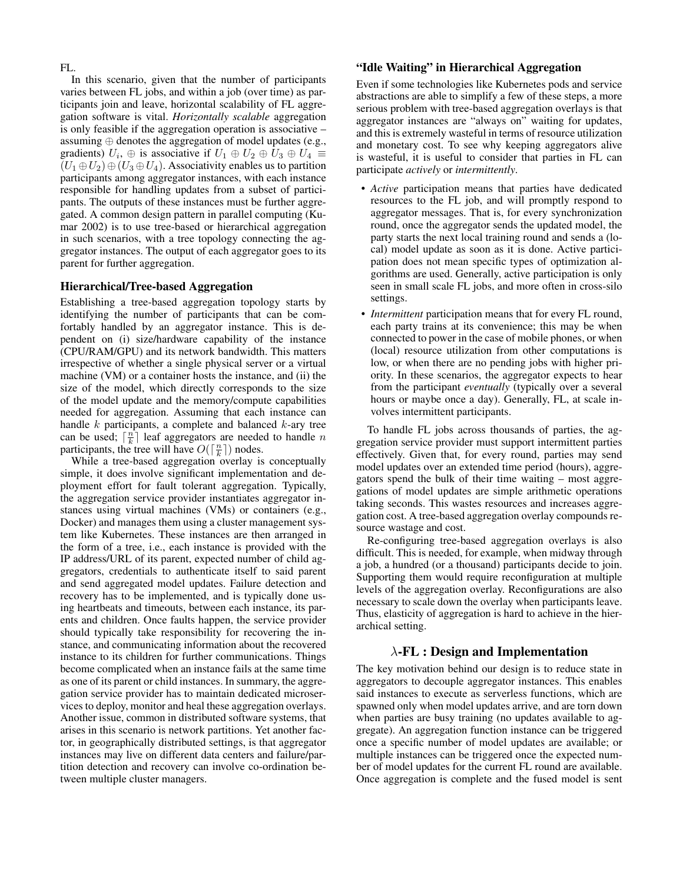FL.

In this scenario, given that the number of participants varies between FL jobs, and within a job (over time) as participants join and leave, horizontal scalability of FL aggregation software is vital. *Horizontally scalable* aggregation is only feasible if the aggregation operation is associative – assuming $\oplus$ denotes the aggregation of model updates (e.g., gradients) $U_i$, $\oplus$ is associative if $U_1 \oplus U_2 \oplus U_3 \oplus U_4 \equiv (U_1 \oplus U_2) \oplus (U_3 \oplus U_4)$. Associativity enables us to partition participants among aggregator instances, with each instance responsible for handling updates from a subset of participants. The outputs of these instances must be further aggregated. A common design pattern in parallel computing (Kumar 2002) is to use tree-based or hierarchical aggregation in such scenarios, with a tree topology connecting the aggregator instances. The output of each aggregator goes to its parent for further aggregation.

### Hierarchical/Tree-based Aggregation

Establishing a tree-based aggregation topology starts by identifying the number of participants that can be comfortably handled by an aggregator instance. This is dependent on (i) size/hardware capability of the instance (CPU/RAM/GPU) and its network bandwidth. This matters irrespective of whether a single physical server or a virtual machine (VM) or a container hosts the instance, and (ii) the size of the model, which directly corresponds to the size of the model update and the memory/compute capabilities needed for aggregation. Assuming that each instance can handle $k$ participants, a complete and balanced $k$-ary tree can be used; $\lceil \frac{n}{k} \rceil$ leaf aggregators are needed to handle $n$ participants, the tree will have $O(\lceil \frac{n}{k} \rceil)$ nodes.

While a tree-based aggregation overlay is conceptually simple, it does involve significant implementation and deployment effort for fault tolerant aggregation. Typically, the aggregation service provider instantiates aggregator instances using virtual machines (VMs) or containers (e.g., Docker) and manages them using a cluster management system like Kubernetes. These instances are then arranged in the form of a tree, i.e., each instance is provided with the IP address/URL of its parent, expected number of child aggregators, credentials to authenticate itself to said parent and send aggregated model updates. Failure detection and recovery has to be implemented, and is typically done using heartbeats and timeouts, between each instance, its parents and children. Once faults happen, the service provider should typically take responsibility for recovering the instance, and communicating information about the recovered instance to its children for further communications. Things become complicated when an instance fails at the same time as one of its parent or child instances. In summary, the aggregation service provider has to maintain dedicated microservices to deploy, monitor and heal these aggregation overlays. Another issue, common in distributed software systems, that arises in this scenario is network partitions. Yet another factor, in geographically distributed settings, is that aggregator instances may live on different data centers and failure/partition detection and recovery can involve co-ordination between multiple cluster managers.

### "Idle Waiting" in Hierarchical Aggregation

Even if some technologies like Kubernetes pods and service abstractions are able to simplify a few of these steps, a more serious problem with tree-based aggregation overlays is that aggregator instances are "always on" waiting for updates, and this is extremely wasteful in terms of resource utilization and monetary cost. To see why keeping aggregators alive is wasteful, it is useful to consider that parties in FL can participate *actively* or *intermittently*.

- *Active* participation means that parties have dedicated resources to the FL job, and will promptly respond to aggregator messages. That is, for every synchronization round, once the aggregator sends the updated model, the party starts the next local training round and sends a (local) model update as soon as it is done. Active participation does not mean specific types of optimization algorithms are used. Generally, active participation is only seen in small scale FL jobs, and more often in cross-silo settings.
- *Intermittent* participation means that for every FL round, each party trains at its convenience; this may be when connected to power in the case of mobile phones, or when (local) resource utilization from other computations is low, or when there are no pending jobs with higher priority. In these scenarios, the aggregator expects to hear from the participant *eventually* (typically over a several hours or maybe once a day). Generally, FL, at scale involves intermittent participants.

To handle FL jobs across thousands of parties, the aggregation service provider must support intermittent parties effectively. Given that, for every round, parties may send model updates over an extended time period (hours), aggregators spend the bulk of their time waiting – most aggregations of model updates are simple arithmetic operations taking seconds. This wastes resources and increases aggregation cost. A tree-based aggregation overlay compounds resource wastage and cost.

Re-configuring tree-based aggregation overlays is also difficult. This is needed, for example, when midway through a job, a hundred (or a thousand) participants decide to join. Supporting them would require reconfiguration at multiple levels of the aggregation overlay. Reconfigurations are also necessary to scale down the overlay when participants leave. Thus, elasticity of aggregation is hard to achieve in the hierarchical setting.

## $\lambda$-FL : Design and Implementation

The key motivation behind our design is to reduce state in aggregators to decouple aggregator instances. This enables said instances to execute as serverless functions, which are spawned only when model updates arrive, and are torn down when parties are busy training (no updates available to aggregate). An aggregation function instance can be triggered once a specific number of model updates are available; or multiple instances can be triggered once the expected number of model updates for the current FL round are available. Once aggregation is complete and the fused model is sent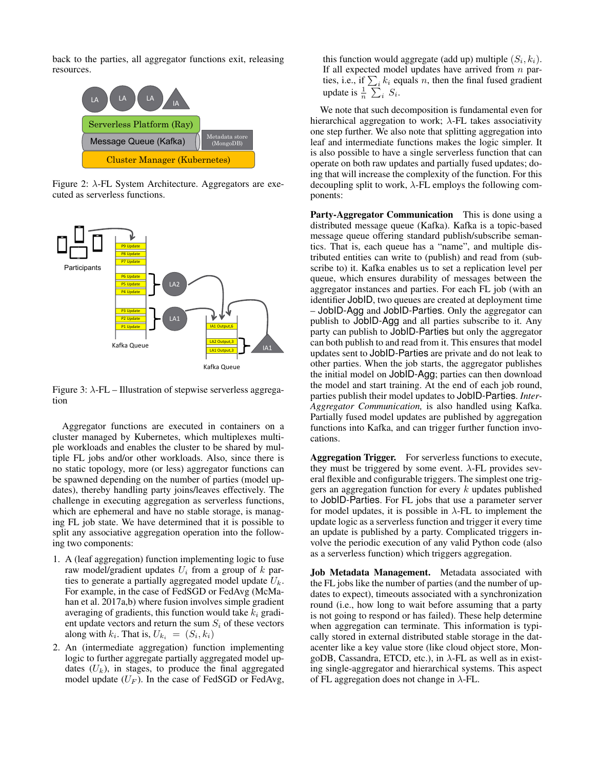back to the parties, all aggregator functions exit, releasing resources.

Figure 2: $\lambda$-FL System Architecture. Aggregators are executed as serverless functions.

Figure 3: $\lambda$-FL – Illustration of stepwise serverless aggregation

Aggregator functions are executed in containers on a cluster managed by Kubernetes, which multiplexes multiple workloads and enables the cluster to be shared by multiple FL jobs and/or other workloads. Also, since there is no static topology, more (or less) aggregator functions can be spawned depending on the number of parties (model updates), thereby handling party joins/leaves effectively. The challenge in executing aggregation as serverless functions, which are ephemeral and have no stable storage, is managing FL job state. We have determined that it is possible to split any associative aggregation operation into the following two components:

1. A (leaf aggregation) function implementing logic to fuse raw model/gradient updates $U_i$ from a group of $k$ parties to generate a partially aggregated model update $U_k$. For example, in the case of FedSGD or FedAvg (McMahan et al. 2017a,b) where fusion involves simple gradient averaging of gradients, this function would take $k_i$ gradient update vectors and return the sum $S_i$ of these vectors along with $k_i$. That is, $U_{k_i} = (S_i, k_i)$
2. An (intermediate aggregation) function implementing logic to further aggregate partially aggregated model updates ($U_k$), in stages, to produce the final aggregated model update ($U_F$). In the case of FedSGD or FedAvg, this function would aggregate (add up) multiple $(S_i, k_i)$. If all expected model updates have arrived from $n$ parties, i.e., if $\sum_i k_i$ equals $n$, then the final fused gradient update is $\frac{1}{n} \sum_i S_i$.

We note that such decomposition is fundamental even for hierarchical aggregation to work; $\lambda$-FL takes associativity one step further. We also note that splitting aggregation into leaf and intermediate functions makes the logic simpler. It is also possible to have a single serverless function that can operate on both raw updates and partially fused updates; doing that will increase the complexity of the function. For this decoupling split to work, $\lambda$-FL employs the following components:

**Party-Aggregator Communication** This is done using a distributed message queue (Kafka). Kafka is a topic-based message queue offering standard publish/subscribe semantics. That is, each queue has a "name", and multiple distributed entities can write to (publish) and read from (subscribe to) it. Kafka enables us to set a replication level per queue, which ensures durability of messages between the aggregator instances and parties. For each FL job (with an identifier JobID, two queues are created at deployment time – JobID-Agg and JobID-Parties. Only the aggregator can publish to JobID-Agg and all parties subscribe to it. Any party can publish to JobID-Parties but only the aggregator can both publish to and read from it. This ensures that model updates sent to JobID-Parties are private and do not leak to other parties. When the job starts, the aggregator publishes the initial model on JobID-Agg; parties can then download the model and start training. At the end of each job round, parties publish their model updates to JobID-Parties. *Inter-Aggregator Communication,* is also handled using Kafka. Partially fused model updates are published by aggregation functions into Kafka, and can trigger further function invocations.

**Aggregation Trigger.** For serverless functions to execute, they must be triggered by some event. $\lambda$-FL provides several flexible and configurable triggers. The simplest one triggers an aggregation function for every $k$ updates published to JobID-Parties. For FL jobs that use a parameter server for model updates, it is possible in $\lambda$-FL to implement the update logic as a serverless function and trigger it every time an update is published by a party. Complicated triggers involve the periodic execution of any valid Python code (also as a serverless function) which triggers aggregation.

**Job Metadata Management.** Metadata associated with the FL jobs like the number of parties (and the number of updates to expect), timeouts associated with a synchronization round (i.e., how long to wait before assuming that a party is not going to respond or has failed). These help determine when aggregation can terminate. This information is typically stored in external distributed stable storage in the datacenter like a key value store (like cloud object store, MongoDB, Cassandra, ETCD, etc.), in $\lambda$-FL as well as in existing single-aggregator and hierarchical systems. This aspect of FL aggregation does not change in $\lambda$-FL.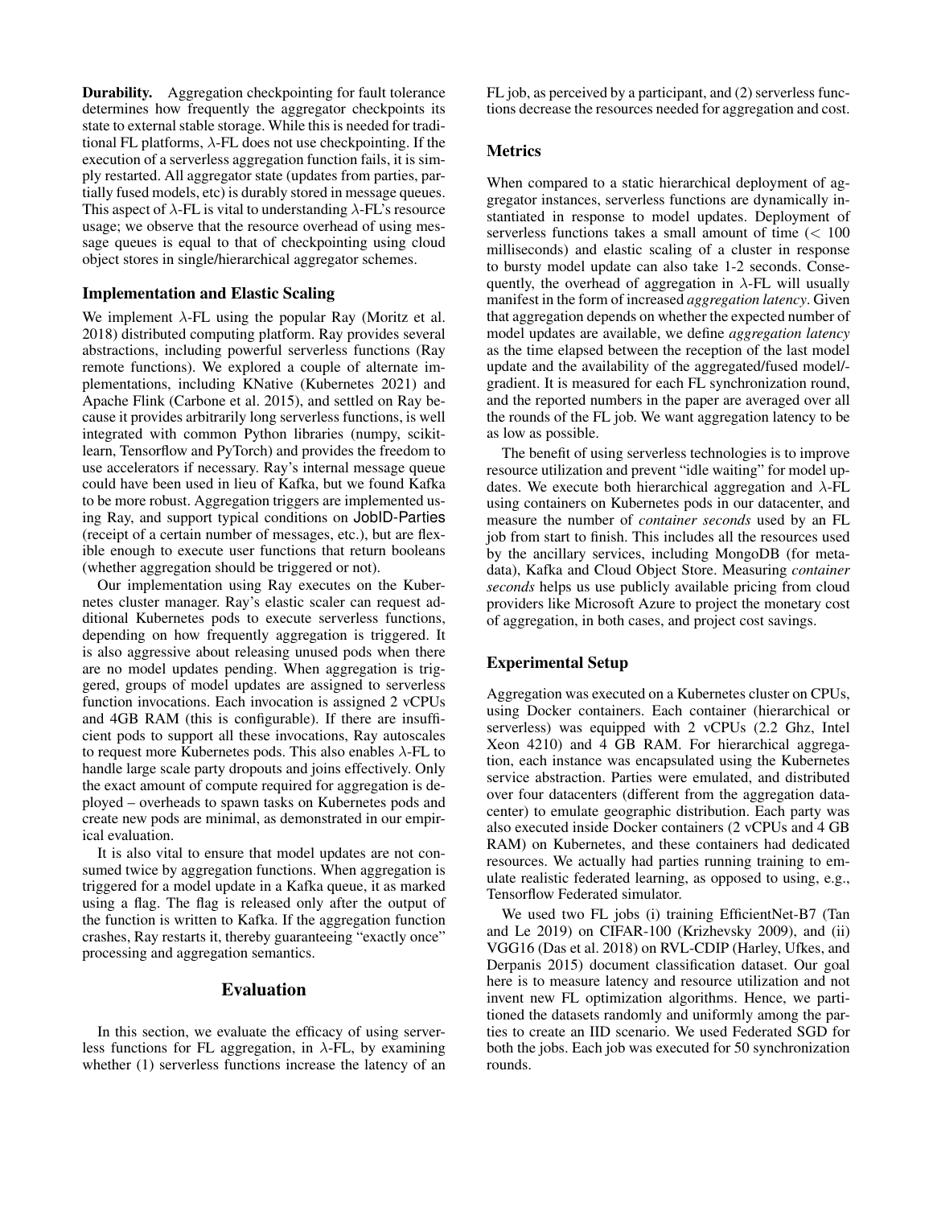**Durability.** Aggregation checkpointing for fault tolerance determines how frequently the aggregator checkpoints its state to external stable storage. While this is needed for traditional FL platforms, $\lambda$-FL does not use checkpointing. If the execution of a serverless aggregation function fails, it is simply restarted. All aggregator state (updates from parties, partially fused models, etc) is durably stored in message queues. This aspect of $\lambda$-FL is vital to understanding $\lambda$-FL's resource usage; we observe that the resource overhead of using message queues is equal to that of checkpointing using cloud object stores in single/hierarchical aggregator schemes.

### Implementation and Elastic Scaling

We implement $\lambda$-FL using the popular Ray (Moritz et al. 2018) distributed computing platform. Ray provides several abstractions, including powerful serverless functions (Ray remote functions). We explored a couple of alternate implementations, including KNative (Kubernetes 2021) and Apache Flink (Carbone et al. 2015), and settled on Ray because it provides arbitrarily long serverless functions, is well integrated with common Python libraries (numpy, scikit-learn, Tensorflow and PyTorch) and provides the freedom to use accelerators if necessary. Ray's internal message queue could have been used in lieu of Kafka, but we found Kafka to be more robust. Aggregation triggers are implemented using Ray, and support typical conditions on JobID-Parties (receipt of a certain number of messages, etc.), but are flexible enough to execute user functions that return booleans (whether aggregation should be triggered or not).

Our implementation using Ray executes on the Kubernetes cluster manager. Ray's elastic scaler can request additional Kubernetes pods to execute serverless functions, depending on how frequently aggregation is triggered. It is also aggressive about releasing unused pods when there are no model updates pending. When aggregation is triggered, groups of model updates are assigned to serverless function invocations. Each invocation is assigned 2 vCPUs and 4GB RAM (this is configurable). If there are insufficient pods to support all these invocations, Ray autoscales to request more Kubernetes pods. This also enables $\lambda$-FL to handle large scale party dropouts and joins effectively. Only the exact amount of compute required for aggregation is deployed – overheads to spawn tasks on Kubernetes pods and create new pods are minimal, as demonstrated in our empirical evaluation.

It is also vital to ensure that model updates are not consumed twice by aggregation functions. When aggregation is triggered for a model update in a Kafka queue, it as marked using a flag. The flag is released only after the output of the function is written to Kafka. If the aggregation function crashes, Ray restarts it, thereby guaranteeing "exactly once" processing and aggregation semantics.

## Evaluation

In this section, we evaluate the efficacy of using serverless functions for FL aggregation, in $\lambda$-FL, by examining whether (1) serverless functions increase the latency of an FL job, as perceived by a participant, and (2) serverless functions decrease the resources needed for aggregation and cost.

### Metrics

When compared to a static hierarchical deployment of aggregator instances, serverless functions are dynamically instantiated in response to model updates. Deployment of serverless functions takes a small amount of time ($<$ 100 milliseconds) and elastic scaling of a cluster in response to bursty model update can also take 1-2 seconds. Consequently, the overhead of aggregation in $\lambda$-FL will usually manifest in the form of increased *aggregation latency*. Given that aggregation depends on whether the expected number of model updates are available, we define *aggregation latency* as the time elapsed between the reception of the last model update and the availability of the aggregated/fused model/-gradient. It is measured for each FL synchronization round, and the reported numbers in the paper are averaged over all the rounds of the FL job. We want aggregation latency to be as low as possible.

The benefit of using serverless technologies is to improve resource utilization and prevent "idle waiting" for model updates. We execute both hierarchical aggregation and $\lambda$-FL using containers on Kubernetes pods in our datacenter, and measure the number of *container seconds* used by an FL job from start to finish. This includes all the resources used by the ancillary services, including MongoDB (for metadata), Kafka and Cloud Object Store. Measuring *container seconds* helps us use publicly available pricing from cloud providers like Microsoft Azure to project the monetary cost of aggregation, in both cases, and project cost savings.

### Experimental Setup

Aggregation was executed on a Kubernetes cluster on CPUs, using Docker containers. Each container (hierarchical or serverless) was equipped with 2 vCPUs (2.2 Ghz, Intel Xeon 4210) and 4 GB RAM. For hierarchical aggregation, each instance was encapsulated using the Kubernetes service abstraction. Parties were emulated, and distributed over four datacenters (different from the aggregation datacenter) to emulate geographic distribution. Each party was also executed inside Docker containers (2 vCPUs and 4 GB RAM) on Kubernetes, and these containers had dedicated resources. We actually had parties running training to emulate realistic federated learning, as opposed to using, e.g., Tensorflow Federated simulator.

We used two FL jobs (i) training EfficientNet-B7 (Tan and Le 2019) on CIFAR-100 (Krizhevsky 2009), and (ii) VGG16 (Das et al. 2018) on RVL-CDIP (Harley, Ufkes, and Derpanis 2015) document classification dataset. Our goal here is to measure latency and resource utilization and not invent new FL optimization algorithms. Hence, we partitioned the datasets randomly and uniformly among the parties to create an IID scenario. We used Federated SGD for both the jobs. Each job was executed for 50 synchronization rounds.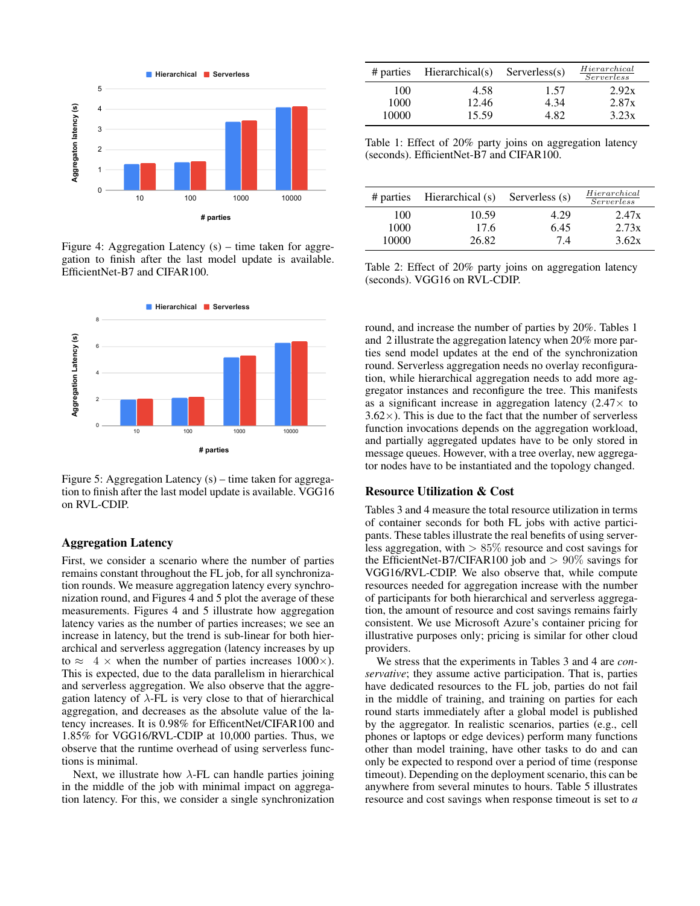Figure 4: Aggregation Latency (s) – time taken for aggregation to finish after the last model update is available. EfficientNet-B7 and CIFAR100.

Figure 5: Aggregation Latency (s) – time taken for aggregation to finish after the last model update is available. VGG16 on RVL-CDIP.

## Aggregation Latency

First, we consider a scenario where the number of parties remains constant throughout the FL job, for all synchronization rounds. We measure aggregation latency every synchronization round, and Figures 4 and 5 plot the average of these measurements. Figures 4 and 5 illustrate how aggregation latency varies as the number of parties increases; we see an increase in latency, but the trend is sub-linear for both hierarchical and serverless aggregation (latency increases by up to $\approx 4\times$ when the number of parties increases $1000\times$). This is expected, due to the data parallelism in hierarchical and serverless aggregation. We also observe that the aggregation latency of $\lambda$-FL is very close to that of hierarchical aggregation, and decreases as the absolute value of the latency increases. It is 0.98% for EfficentNet/CIFAR100 and 1.85% for VGG16/RVL-CDIP at 10,000 parties. Thus, we observe that the runtime overhead of using serverless functions is minimal.

Next, we illustrate how $\lambda$-FL can handle parties joining in the middle of the job with minimal impact on aggregation latency. For this, we consider a single synchronization round, and increase the number of parties by 20%. Tables 1 and 2 illustrate the aggregation latency when 20% more parties send model updates at the end of the synchronization round. Serverless aggregation needs no overlay reconfiguration, while hierarchical aggregation needs to add more aggregator instances and reconfigure the tree. This manifests as a significant increase in aggregation latency ($2.47\times$ to $3.62\times$). This is due to the fact that the number of serverless function invocations depends on the aggregation workload, and partially aggregated updates have to be only stored in message queues. However, with a tree overlay, new aggregator nodes have to be instantiated and the topology changed.

| # parties | Hierarchical(s) | Serverless(s) | $\frac{Hierarchical}{Serverless}$ |
|---|---|---|---|
| 100 | 4.58 | 1.57 | 2.92x |
| 1000 | 12.46 | 4.34 | 2.87x |
| 10000 | 15.59 | 4.82 | 3.23x |

Table 1: Effect of 20% party joins on aggregation latency (seconds). EfficientNet-B7 and CIFAR100.

| # parties | Hierarchical (s) | Serverless (s) | $\frac{Hierarchical}{Serverless}$ |
|---|---|---|---|
| 100 | 10.59 | 4.29 | 2.47x |
| 1000 | 17.6 | 6.45 | 2.73x |
| 10000 | 26.82 | 7.4 | 3.62x |

Table 2: Effect of 20% party joins on aggregation latency (seconds). VGG16 on RVL-CDIP.

## Resource Utilization & Cost

Tables 3 and 4 measure the total resource utilization in terms of container seconds for both FL jobs with active participants. These tables illustrate the real benefits of using serverless aggregation, with $> 85\%$ resource and cost savings for the EfficientNet-B7/CIFAR100 job and $> 90\%$ savings for VGG16/RVL-CDIP. We also observe that, while compute resources needed for aggregation increase with the number of participants for both hierarchical and serverless aggregation, the amount of resource and cost savings remains fairly consistent. We use Microsoft Azure's container pricing for illustrative purposes only; pricing is similar for other cloud providers.

We stress that the experiments in Tables 3 and 4 are *conservative*; they assume active participation. That is, parties have dedicated resources to the FL job, parties do not fail in the middle of training, and training on parties for each round starts immediately after a global model is published by the aggregator. In realistic scenarios, parties (e.g., cell phones or laptops or edge devices) perform many functions other than model training, have other tasks to do and can only be expected to respond over a period of time (response timeout). Depending on the deployment scenario, this can be anywhere from several minutes to hours. Table 5 illustrates resource and cost savings when response timeout is set to *a*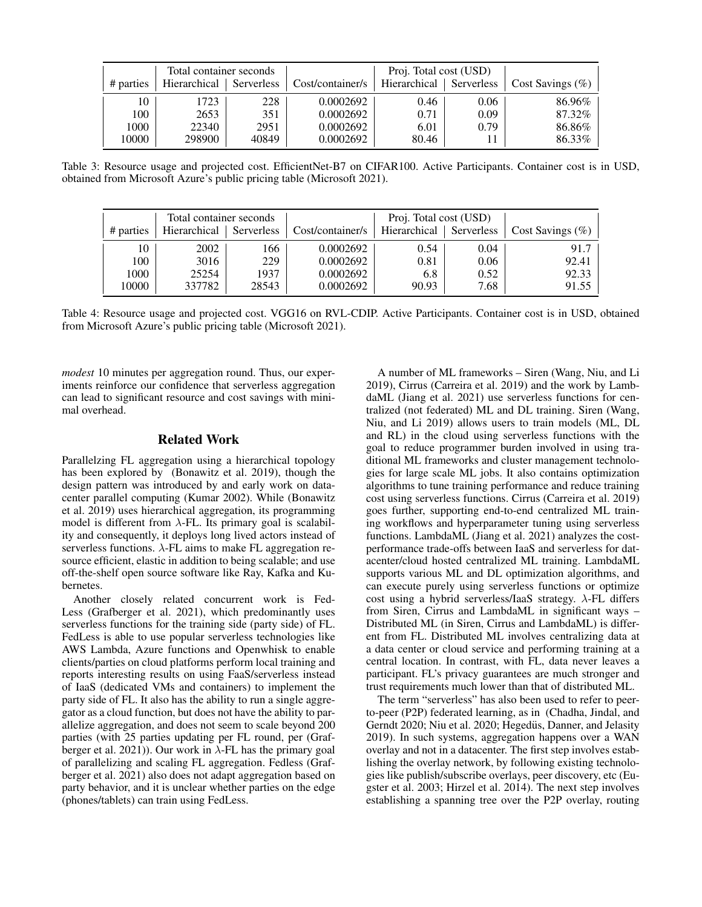| # parties | Total container seconds | | Cost/container/s | Proj. Total cost (USD) | | Cost Savings (%) |
|---|---|---|---|---|---|---|
| | Hierarchical | Serverless | | Hierarchical | Serverless | |
| 10 | 1723 | 228 | 0.0002692 | 0.46 | 0.06 | 86.96% |
| 100 | 2653 | 351 | 0.0002692 | 0.71 | 0.09 | 87.32% |
| 1000 | 22340 | 2951 | 0.0002692 | 6.01 | 0.79 | 86.86% |
| 10000 | 298900 | 40849 | 0.0002692 | 80.46 | 11 | 86.33% |

Table 3: Resource usage and projected cost. EfficientNet-B7 on CIFAR100. Active Participants. Container cost is in USD, obtained from Microsoft Azure's public pricing table (Microsoft 2021).

| # parties | Total container seconds | | Cost/container/s | Proj. Total cost (USD) | | Cost Savings (%) |
|---|---|---|---|---|---|---|
| | Hierarchical | Serverless | | Hierarchical | Serverless | |
| 10 | 2002 | 166 | 0.0002692 | 0.54 | 0.04 | 91.7 |
| 100 | 3016 | 229 | 0.0002692 | 0.81 | 0.06 | 92.41 |
| 1000 | 25254 | 1937 | 0.0002692 | 6.8 | 0.52 | 92.33 |
| 10000 | 337782 | 28543 | 0.0002692 | 90.93 | 7.68 | 91.55 |

Table 4: Resource usage and projected cost. VGG16 on RVL-CDIP. Active Participants. Container cost is in USD, obtained from Microsoft Azure's public pricing table (Microsoft 2021).

*modest* 10 minutes per aggregation round. Thus, our experiments reinforce our confidence that serverless aggregation can lead to significant resource and cost savings with minimal overhead.

## Related Work

Parallelzing FL aggregation using a hierarchical topology has been explored by (Bonawitz et al. 2019), though the design pattern was introduced by and early work on datacenter parallel computing (Kumar 2002). While (Bonawitz et al. 2019) uses hierarchical aggregation, its programming model is different from $\lambda$-FL. Its primary goal is scalability and consequently, it deploys long lived actors instead of serverless functions. $\lambda$-FL aims to make FL aggregation resource efficient, elastic in addition to being scalable; and use off-the-shelf open source software like Ray, Kafka and Kubernetes.

Another closely related concurrent work is FedLess (Grafberger et al. 2021), which predominantly uses serverless functions for the training side (party side) of FL. FedLess is able to use popular serverless technologies like AWS Lambda, Azure functions and Openwhisk to enable clients/parties on cloud platforms perform local training and reports interesting results on using FaaS/serverless instead of IaaS (dedicated VMs and containers) to implement the party side of FL. It also has the ability to run a single aggregator as a cloud function, but does not have the ability to parallelize aggregation, and does not seem to scale beyond 200 parties (with 25 parties updating per FL round, per (Grafberger et al. 2021)). Our work in $\lambda$-FL has the primary goal of parallelizing and scaling FL aggregation. Fedless (Grafberger et al. 2021) also does not adapt aggregation based on party behavior, and it is unclear whether parties on the edge (phones/tablets) can train using FedLess.

A number of ML frameworks – Siren (Wang, Niu, and Li 2019), Cirrus (Carreira et al. 2019) and the work by LambdaML (Jiang et al. 2021) use serverless functions for centralized (not federated) ML and DL training. Siren (Wang, Niu, and Li 2019) allows users to train models (ML, DL and RL) in the cloud using serverless functions with the goal to reduce programmer burden involved in using traditional ML frameworks and cluster management technologies for large scale ML jobs. It also contains optimization algorithms to tune training performance and reduce training cost using serverless functions. Cirrus (Carreira et al. 2019) goes further, supporting end-to-end centralized ML training workflows and hyperparameter tuning using serverless functions. LambdaML (Jiang et al. 2021) analyzes the cost-performance trade-offs between IaaS and serverless for datacenter/cloud hosted centralized ML training. LambdaML supports various ML and DL optimization algorithms, and can execute purely using serverless functions or optimize cost using a hybrid serverless/IaaS strategy. $\lambda$-FL differs from Siren, Cirrus and LambdaML in significant ways – Distributed ML (in Siren, Cirrus and LambdaML) is different from FL. Distributed ML involves centralizing data at a data center or cloud service and performing training at a central location. In contrast, with FL, data never leaves a participant. FL's privacy guarantees are much stronger and trust requirements much lower than that of distributed ML.

The term "serverless" has also been used to refer to peer-to-peer (P2P) federated learning, as in (Chadha, Jindal, and Gerndt 2020; Niu et al. 2020; Hegedüs, Danner, and Jelasity 2019). In such systems, aggregation happens over a WAN overlay and not in a datacenter. The first step involves establishing the overlay network, by following existing technologies like publish/subscribe overlays, peer discovery, etc (Eugster et al. 2003; Hirzel et al. 2014). The next step involves establishing a spanning tree over the P2P overlay, routing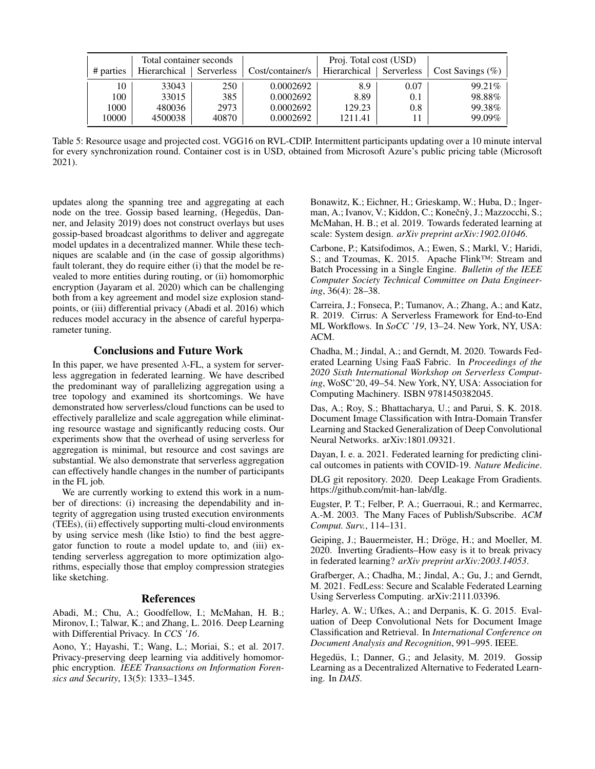| # parties | Total container seconds | | Cost/container/s | Proj. Total cost (USD) | | Cost Savings (%) |
|---|---|---|---|---|---|---|
| | Hierarchical | Serverless | | Hierarchical | Serverless | |
| 10 | 33043 | 250 | 0.0002692 | 8.9 | 0.07 | 99.21% |
| 100 | 33015 | 385 | 0.0002692 | 8.89 | 0.1 | 98.88% |
| 1000 | 480036 | 2973 | 0.0002692 | 129.23 | 0.8 | 99.38% |
| 10000 | 4500038 | 40870 | 0.0002692 | 1211.41 | 11 | 99.09% |

Table 5: Resource usage and projected cost. VGG16 on RVL-CDIP. Intermittent participants updating over a 10 minute interval for every synchronization round. Container cost is in USD, obtained from Microsoft Azure's public pricing table (Microsoft 2021).

updates along the spanning tree and aggregating at each node on the tree. Gossip based learning, (Hegedüs, Danner, and Jelasity 2019) does not construct overlays but uses gossip-based broadcast algorithms to deliver and aggregate model updates in a decentralized manner. While these techniques are scalable and (in the case of gossip algorithms) fault tolerant, they do require either (i) that the model be revealed to more entities during routing, or (ii) homomorphic encryption (Jayaram et al. 2020) which can be challenging both from a key agreement and model size explosion standpoints, or (iii) differential privacy (Abadi et al. 2016) which reduces model accuracy in the absence of careful hyperparameter tuning.

## Conclusions and Future Work

In this paper, we have presented $\lambda$-FL, a system for serverless aggregation in federated learning. We have described the predominant way of parallelizing aggregation using a tree topology and examined its shortcomings. We have demonstrated how serverless/cloud functions can be used to effectively parallelize and scale aggregation while eliminating resource wastage and significantly reducing costs. Our experiments show that the overhead of using serverless for aggregation is minimal, but resource and cost savings are substantial. We also demonstrate that serverless aggregation can effectively handle changes in the number of participants in the FL job.

We are currently working to extend this work in a number of directions: (i) increasing the dependability and integrity of aggregation using trusted execution environments (TEEs), (ii) effectively supporting multi-cloud environments by using service mesh (like Istio) to find the best aggregator function to route a model update to, and (iii) extending serverless aggregation to more optimization algorithms, especially those that employ compression strategies like sketching.

## References

Abadi, M.; Chu, A.; Goodfellow, I.; McMahan, H. B.; Mironov, I.; Talwar, K.; and Zhang, L. 2016. Deep Learning with Differential Privacy. In *CCS '16*.

Aono, Y.; Hayashi, T.; Wang, L.; Moriai, S.; et al. 2017. Privacy-preserving deep learning via additively homomorphic encryption. *IEEE Transactions on Information Forensics and Security*, 13(5): 1333–1345.

Bonawitz, K.; Eichner, H.; Grieskamp, W.; Huba, D.; Ingerman, A.; Ivanov, V.; Kiddon, C.; Konečnỳ, J.; Mazzocchi, S.; McMahan, H. B.; et al. 2019. Towards federated learning at scale: System design. *arXiv preprint arXiv:1902.01046*.

Carbone, P.; Katsifodimos, A.; Ewen, S.; Markl, V.; Haridi, S.; and Tzoumas, K. 2015. Apache Flink™: Stream and Batch Processing in a Single Engine. *Bulletin of the IEEE Computer Society Technical Committee on Data Engineering*, 36(4): 28–38.

Carreira, J.; Fonseca, P.; Tumanov, A.; Zhang, A.; and Katz, R. 2019. Cirrus: A Serverless Framework for End-to-End ML Workflows. In *SoCC '19*, 13–24. New York, NY, USA: ACM.

Chadha, M.; Jindal, A.; and Gerndt, M. 2020. Towards Federated Learning Using FaaS Fabric. In *Proceedings of the 2020 Sixth International Workshop on Serverless Computing*, WoSC'20, 49–54. New York, NY, USA: Association for Computing Machinery. ISBN 9781450382045.

Das, A.; Roy, S.; Bhattacharya, U.; and Parui, S. K. 2018. Document Image Classification with Intra-Domain Transfer Learning and Stacked Generalization of Deep Convolutional Neural Networks. arXiv:1801.09321.

Dayan, I. e. a. 2021. Federated learning for predicting clinical outcomes in patients with COVID-19. *Nature Medicine*.

DLG git repository. 2020. Deep Leakage From Gradients. https://github.com/mit-han-lab/dlg.

Eugster, P. T.; Felber, P. A.; Guerraoui, R.; and Kermarrec, A.-M. 2003. The Many Faces of Publish/Subscribe. *ACM Comput. Surv.*, 114–131.

Geiping, J.; Bauermeister, H.; Dröge, H.; and Moeller, M. 2020. Inverting Gradients–How easy is it to break privacy in federated learning? *arXiv preprint arXiv:2003.14053*.

Grafberger, A.; Chadha, M.; Jindal, A.; Gu, J.; and Gerndt, M. 2021. FedLess: Secure and Scalable Federated Learning Using Serverless Computing. arXiv:2111.03396.

Harley, A. W.; Ufkes, A.; and Derpanis, K. G. 2015. Evaluation of Deep Convolutional Nets for Document Image Classification and Retrieval. In *International Conference on Document Analysis and Recognition*, 991–995. IEEE.

Hegedüs, I.; Danner, G.; and Jelasity, M. 2019. Gossip Learning as a Decentralized Alternative to Federated Learning. In *DAIS*.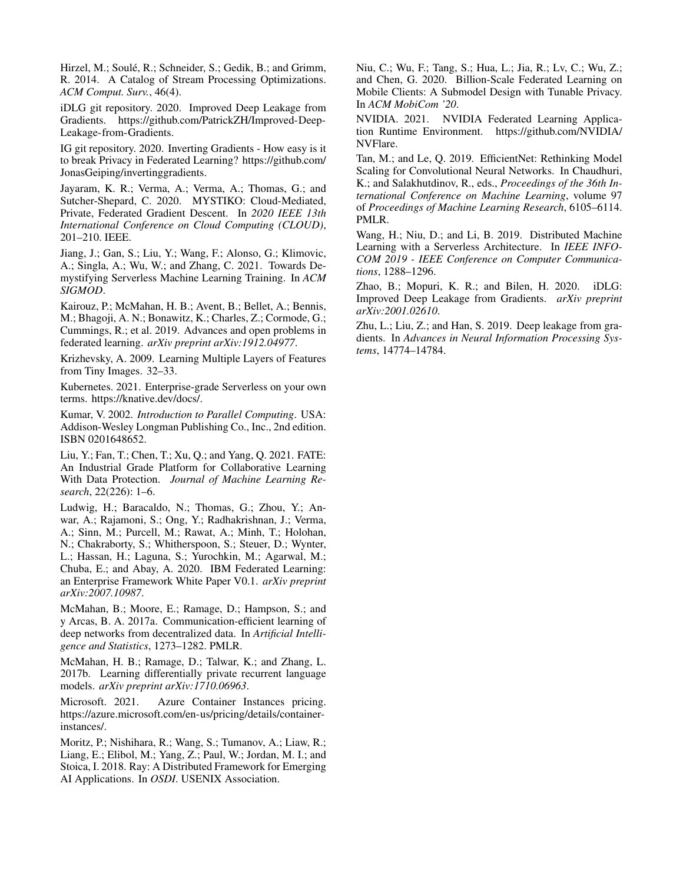Hirzel, M.; Soulé, R.; Schneider, S.; Gedik, B.; and Grimm, R. 2014. A Catalog of Stream Processing Optimizations. *ACM Comput. Surv.*, 46(4).

iDLG git repository. 2020. Improved Deep Leakage from Gradients. https://github.com/PatrickZH/Improved-Deep-Leakage-from-Gradients.

IG git repository. 2020. Inverting Gradients - How easy is it to break Privacy in Federated Learning? https://github.com/JonasGeiping/invertinggradients.

Jayaram, K. R.; Verma, A.; Verma, A.; Thomas, G.; and Sutcher-Shepard, C. 2020. MYSTIKO: Cloud-Mediated, Private, Federated Gradient Descent. In *2020 IEEE 13th International Conference on Cloud Computing (CLOUD)*, 201–210. IEEE.

Jiang, J.; Gan, S.; Liu, Y.; Wang, F.; Alonso, G.; Klimovic, A.; Singla, A.; Wu, W.; and Zhang, C. 2021. Towards Demystifying Serverless Machine Learning Training. In *ACM SIGMOD*.

Kairouz, P.; McMahan, H. B.; Avent, B.; Bellet, A.; Bennis, M.; Bhagoji, A. N.; Bonawitz, K.; Charles, Z.; Cormode, G.; Cummings, R.; et al. 2019. Advances and open problems in federated learning. *arXiv preprint arXiv:1912.04977*.

Krizhevsky, A. 2009. Learning Multiple Layers of Features from Tiny Images. 32–33.

Kubernetes. 2021. Enterprise-grade Serverless on your own terms. https://knative.dev/docs/.

Kumar, V. 2002. *Introduction to Parallel Computing*. USA: Addison-Wesley Longman Publishing Co., Inc., 2nd edition. ISBN 0201648652.

Liu, Y.; Fan, T.; Chen, T.; Xu, Q.; and Yang, Q. 2021. FATE: An Industrial Grade Platform for Collaborative Learning With Data Protection. *Journal of Machine Learning Research*, 22(226): 1–6.

Ludwig, H.; Baracaldo, N.; Thomas, G.; Zhou, Y.; Anwar, A.; Rajamoni, S.; Ong, Y.; Radhakrishnan, J.; Verma, A.; Sinn, M.; Purcell, M.; Rawat, A.; Minh, T.; Holohan, N.; Chakraborty, S.; Whitherspoon, S.; Steuer, D.; Wynter, L.; Hassan, H.; Laguna, S.; Yurochkin, M.; Agarwal, M.; Chuba, E.; and Abay, A. 2020. IBM Federated Learning: an Enterprise Framework White Paper V0.1. *arXiv preprint arXiv:2007.10987*.

McMahan, B.; Moore, E.; Ramage, D.; Hampson, S.; and y Arcas, B. A. 2017a. Communication-efficient learning of deep networks from decentralized data. In *Artificial Intelligence and Statistics*, 1273–1282. PMLR.

McMahan, H. B.; Ramage, D.; Talwar, K.; and Zhang, L. 2017b. Learning differentially private recurrent language models. *arXiv preprint arXiv:1710.06963*.

Microsoft. 2021. Azure Container Instances pricing. https://azure.microsoft.com/en-us/pricing/details/container-instances/.

Moritz, P.; Nishihara, R.; Wang, S.; Tumanov, A.; Liaw, R.; Liang, E.; Elibol, M.; Yang, Z.; Paul, W.; Jordan, M. I.; and Stoica, I. 2018. Ray: A Distributed Framework for Emerging AI Applications. In *OSDI*. USENIX Association.

Niu, C.; Wu, F.; Tang, S.; Hua, L.; Jia, R.; Lv, C.; Wu, Z.; and Chen, G. 2020. Billion-Scale Federated Learning on Mobile Clients: A Submodel Design with Tunable Privacy. In *ACM MobiCom '20*.

NVIDIA. 2021. NVIDIA Federated Learning Application Runtime Environment. https://github.com/NVIDIA/NVFlare.

Tan, M.; and Le, Q. 2019. EfficientNet: Rethinking Model Scaling for Convolutional Neural Networks. In Chaudhuri, K.; and Salakhutdinov, R., eds., *Proceedings of the 36th International Conference on Machine Learning*, volume 97 of *Proceedings of Machine Learning Research*, 6105–6114. PMLR.

Wang, H.; Niu, D.; and Li, B. 2019. Distributed Machine Learning with a Serverless Architecture. In *IEEE INFOCOM 2019 - IEEE Conference on Computer Communications*, 1288–1296.

Zhao, B.; Mopuri, K. R.; and Bilen, H. 2020. iDLG: Improved Deep Leakage from Gradients. *arXiv preprint arXiv:2001.02610*.

Zhu, L.; Liu, Z.; and Han, S. 2019. Deep leakage from gradients. In *Advances in Neural Information Processing Systems*, 14774–14784.